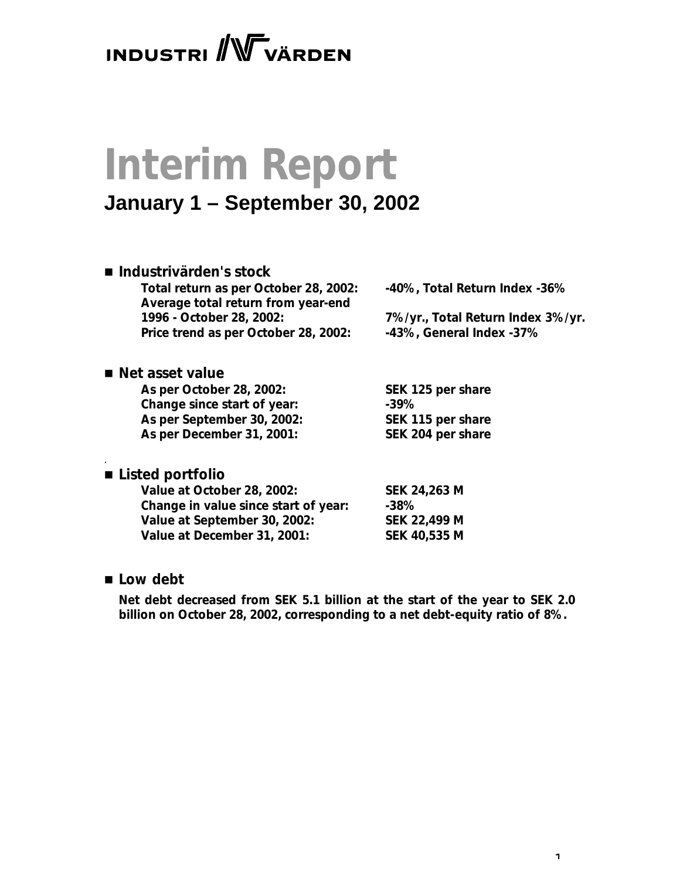INDUSTRI VÄRDEN

# Interim Report

## January 1 – September 30, 2002

- **Industrivärden's stock**

| | |
|---|---|
| **Total return as per October 28, 2002:** | **-40%, Total Return Index -36%** |
| **Average total return from year-end 1996 - October 28, 2002:** | **7%/yr., Total Return Index 3%/yr.** |
| **Price trend as per October 28, 2002:** | **-43%, General Index -37%** |

- **Net asset value**

| | |
|---|---|
| **As per October 28, 2002:** | **SEK 125 per share** |
| **Change since start of year:** | **-39%** |
| **As per September 30, 2002:** | **SEK 115 per share** |
| **As per December 31, 2001:** | **SEK 204 per share** |

- **Listed portfolio**

| | |
|---|---|
| **Value at October 28, 2002:** | **SEK 24,263 M** |
| **Change in value since start of year:** | **-38%** |
| **Value at September 30, 2002:** | **SEK 22,499 M** |
| **Value at December 31, 2001:** | **SEK 40,535 M** |

- **Low debt**

**Net debt decreased from SEK 5.1 billion at the start of the year to SEK 2.0 billion on October 28, 2002, corresponding to a net debt-equity ratio of 8%.**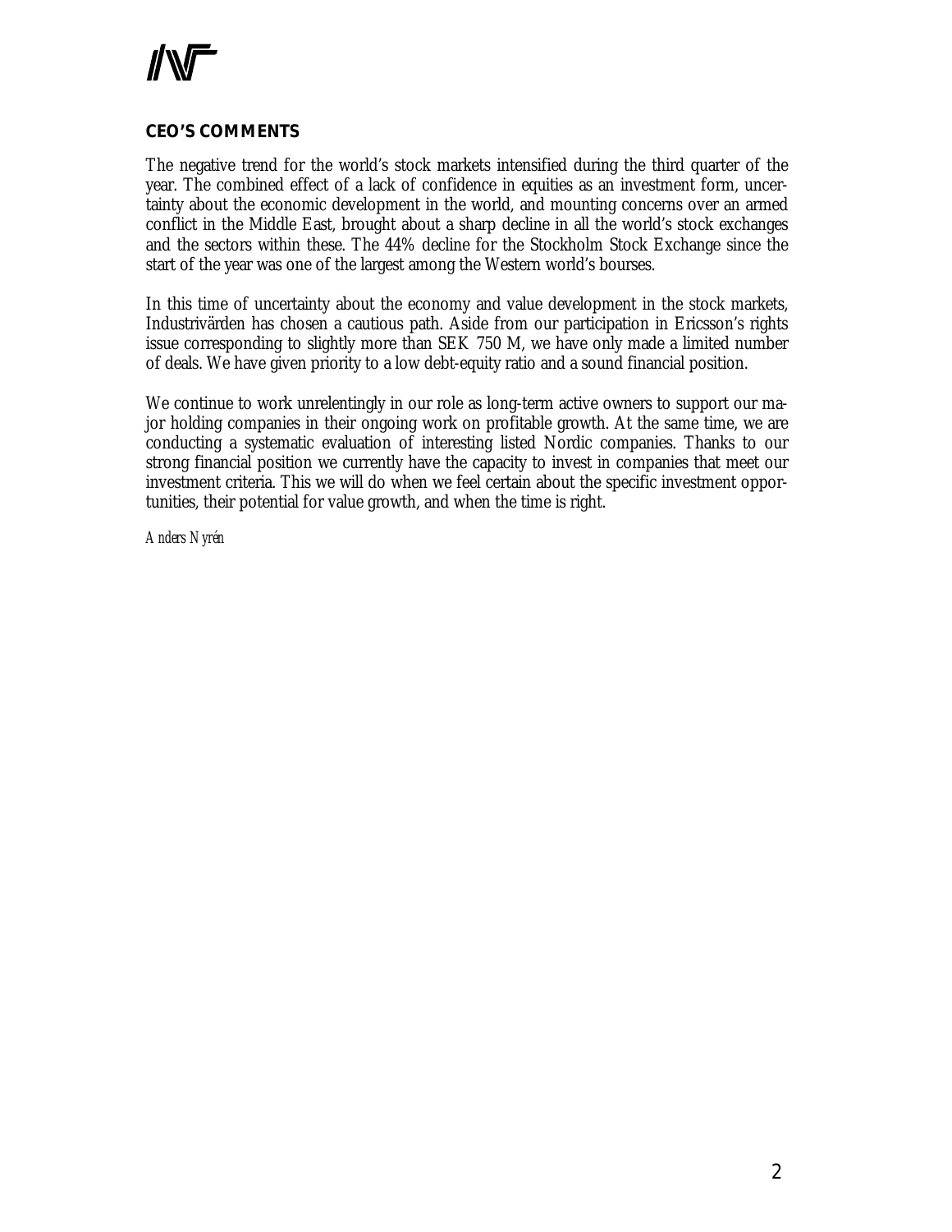## CEO'S COMMENTS

The negative trend for the world's stock markets intensified during the third quarter of the year. The combined effect of a lack of confidence in equities as an investment form, uncertainty about the economic development in the world, and mounting concerns over an armed conflict in the Middle East, brought about a sharp decline in all the world's stock exchanges and the sectors within these. The 44% decline for the Stockholm Stock Exchange since the start of the year was one of the largest among the Western world's bourses.

In this time of uncertainty about the economy and value development in the stock markets, Industrivärden has chosen a cautious path. Aside from our participation in Ericsson's rights issue corresponding to slightly more than SEK 750 M, we have only made a limited number of deals. We have given priority to a low debt-equity ratio and a sound financial position.

We continue to work unrelentingly in our role as long-term active owners to support our major holding companies in their ongoing work on profitable growth. At the same time, we are conducting a systematic evaluation of interesting listed Nordic companies. Thanks to our strong financial position we currently have the capacity to invest in companies that meet our investment criteria. This we will do when we feel certain about the specific investment opportunities, their potential for value growth, and when the time is right.

*Anders Nyrén*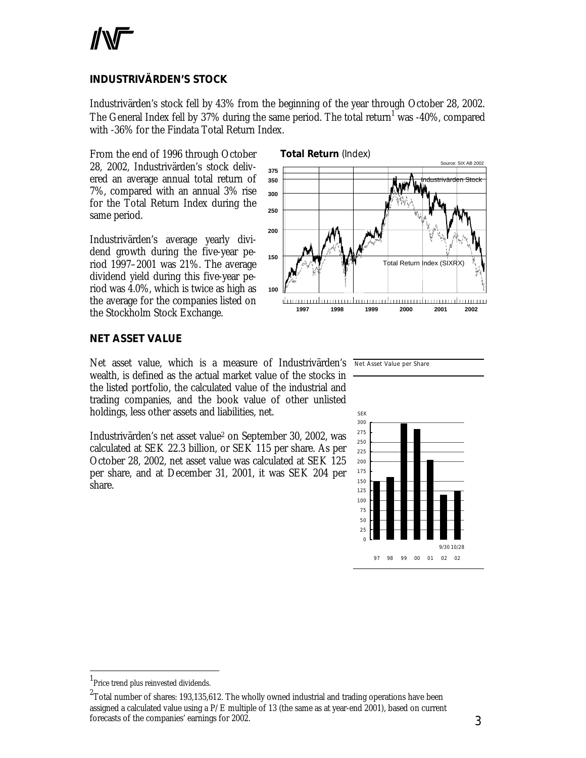## INDUSTRIVÄRDEN'S STOCK

Industrivärden's stock fell by 43% from the beginning of the year through October 28, 2002. The General Index fell by 37% during the same period. The total return[1] was -40%, compared with -36% for the Findata Total Return Index.

From the end of 1996 through October 28, 2002, Industrivärden's stock delivered an average annual total return of 7%, compared with an annual 3% rise for the Total Return Index during the same period.

Industrivärden's average yearly dividend growth during the five-year period 1997–2001 was 21%. The average dividend yield during this five-year period was 4.0%, which is twice as high as the average for the companies listed on the Stockholm Stock Exchange.

**Total Return** (Index)

## NET ASSET VALUE

Net asset value, which is a measure of Industrivärden's wealth, is defined as the actual market value of the stocks in the listed portfolio, the calculated value of the industrial and trading companies, and the book value of other unlisted holdings, less other assets and liabilities, net.

Industrivärden's net asset value[2] on September 30, 2002, was calculated at SEK 22.3 billion, or SEK 115 per share. As per October 28, 2002, net asset value was calculated at SEK 125 per share, and at December 31, 2001, it was SEK 204 per share.

Net Asset Value per Share

---

[1] Price trend plus reinvested dividends.

[2] Total number of shares: 193,135,612. The wholly owned industrial and trading operations have been assigned a calculated value using a P/E multiple of 13 (the same as at year-end 2001), based on current forecasts of the companies' earnings for 2002.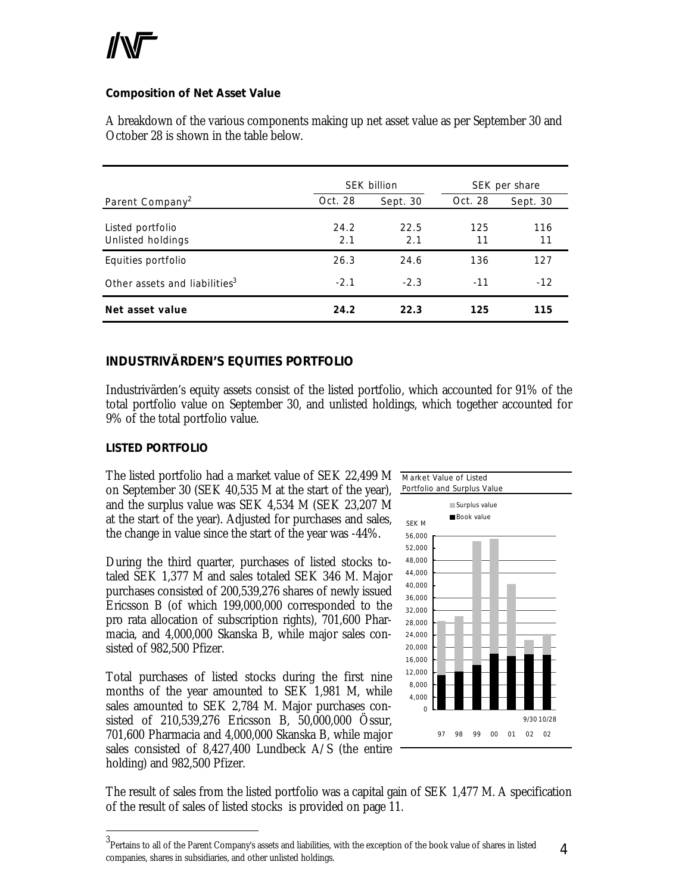**Composition of Net Asset Value**

A breakdown of the various components making up net asset value as per September 30 and October 28 is shown in the table below.

| | SEK billion | | SEK per share | |
|---|---|---|---|---|
| Parent Company[2] | Oct. 28 | Sept. 30 | Oct. 28 | Sept. 30 |
| Listed portfolio | 24.2 | 22.5 | 125 | 116 |
| Unlisted holdings | 2.1 | 2.1 | 11 | 11 |
| Equities portfolio | 26.3 | 24.6 | 136 | 127 |
| Other assets and liabilities[3] | -2.1 | -2.3 | -11 | -12 |
| **Net asset value** | **24.2** | **22.3** | **125** | **115** |

## INDUSTRIVÄRDEN'S EQUITIES PORTFOLIO

Industrivärden's equity assets consist of the listed portfolio, which accounted for 91% of the total portfolio value on September 30, and unlisted holdings, which together accounted for 9% of the total portfolio value.

### LISTED PORTFOLIO

The listed portfolio had a market value of SEK 22,499 M on September 30 (SEK 40,535 M at the start of the year), and the surplus value was SEK 4,534 M (SEK 23,207 M at the start of the year). Adjusted for purchases and sales, the change in value since the start of the year was -44%.

During the third quarter, purchases of listed stocks totaled SEK 1,377 M and sales totaled SEK 346 M. Major purchases consisted of 200,539,276 shares of newly issued Ericsson B (of which 199,000,000 corresponded to the pro rata allocation of subscription rights), 701,600 Pharmacia, and 4,000,000 Skanska B, while major sales consisted of 982,500 Pfizer.

Total purchases of listed stocks during the first nine months of the year amounted to SEK 1,981 M, while sales amounted to SEK 2,784 M. Major purchases consisted of 210,539,276 Ericsson B, 50,000,000 Össur, 701,600 Pharmacia and 4,000,000 Skanska B, while major sales consisted of 8,427,400 Lundbeck A/S (the entire holding) and 982,500 Pfizer.

The result of sales from the listed portfolio was a capital gain of SEK 1,477 M. A specification of the result of sales of listed stocks is provided on page 11.

---

[3] Pertains to all of the Parent Company's assets and liabilities, with the exception of the book value of shares in listed companies, shares in subsidiaries, and other unlisted holdings.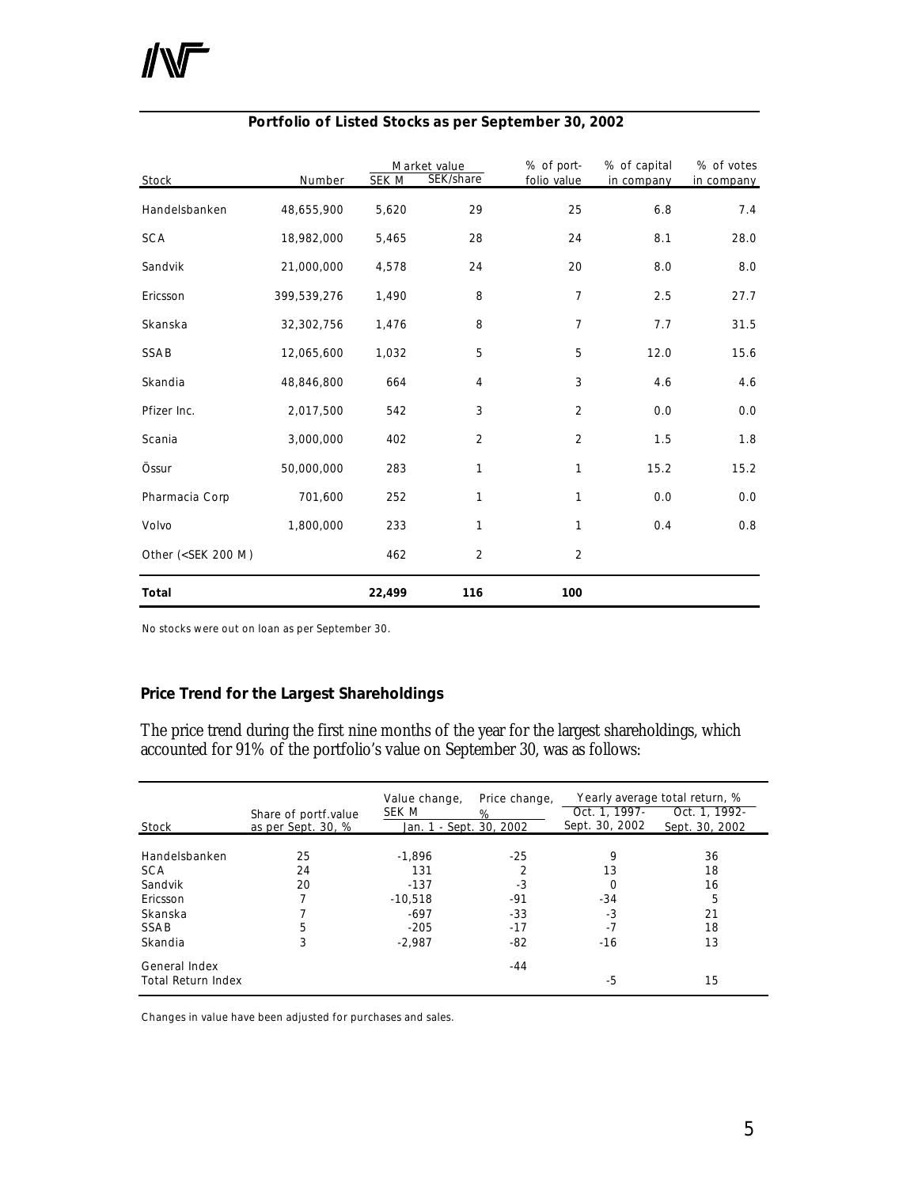## Portfolio of Listed Stocks as per September 30, 2002

| Stock | Number | Market value | | % of portfolio value | % of capital in company | % of votes in company |
|---|---|---|---|---|---|---|
| | | SEK M | SEK/share | | | |
| Handelsbanken | 48,655,900 | 5,620 | 29 | 25 | 6.8 | 7.4 |
| SCA | 18,982,000 | 5,465 | 28 | 24 | 8.1 | 28.0 |
| Sandvik | 21,000,000 | 4,578 | 24 | 20 | 8.0 | 8.0 |
| Ericsson | 399,539,276 | 1,490 | 8 | 7 | 2.5 | 27.7 |
| Skanska | 32,302,756 | 1,476 | 8 | 7 | 7.7 | 31.5 |
| SSAB | 12,065,600 | 1,032 | 5 | 5 | 12.0 | 15.6 |
| Skandia | 48,846,800 | 664 | 4 | 3 | 4.6 | 4.6 |
| Pfizer Inc. | 2,017,500 | 542 | 3 | 2 | 0.0 | 0.0 |
| Scania | 3,000,000 | 402 | 2 | 2 | 1.5 | 1.8 |
| Össur | 50,000,000 | 283 | 1 | 1 | 15.2 | 15.2 |
| Pharmacia Corp | 701,600 | 252 | 1 | 1 | 0.0 | 0.0 |
| Volvo | 1,800,000 | 233 | 1 | 1 | 0.4 | 0.8 |
| Other (<SEK 200 M) | | 462 | 2 | 2 | | |
| **Total** | | **22,499** | **116** | **100** | | |

No stocks were out on loan as per September 30.

### Price Trend for the Largest Shareholdings

The price trend during the first nine months of the year for the largest shareholdings, which accounted for 91% of the portfolio's value on September 30, was as follows:

| Stock | Share of portf.value as per Sept. 30, % | Value change, SEK M | Price change, % | Yearly average total return, % | |
|---|---|---|---|---|---|
| | | Jan. 1 - Sept. 30, 2002 | | Oct. 1, 1997- Sept. 30, 2002 | Oct. 1, 1992- Sept. 30, 2002 |
| Handelsbanken | 25 | -1,896 | -25 | 9 | 36 |
| SCA | 24 | 131 | 2 | 13 | 18 |
| Sandvik | 20 | -137 | -3 | 0 | 16 |
| Ericsson | 7 | -10,518 | -91 | -34 | 5 |
| Skanska | 7 | -697 | -33 | -3 | 21 |
| SSAB | 5 | -205 | -17 | -7 | 18 |
| Skandia | 3 | -2,987 | -82 | -16 | 13 |
| General Index | | | -44 | | |
| Total Return Index | | | | -5 | 15 |

Changes in value have been adjusted for purchases and sales.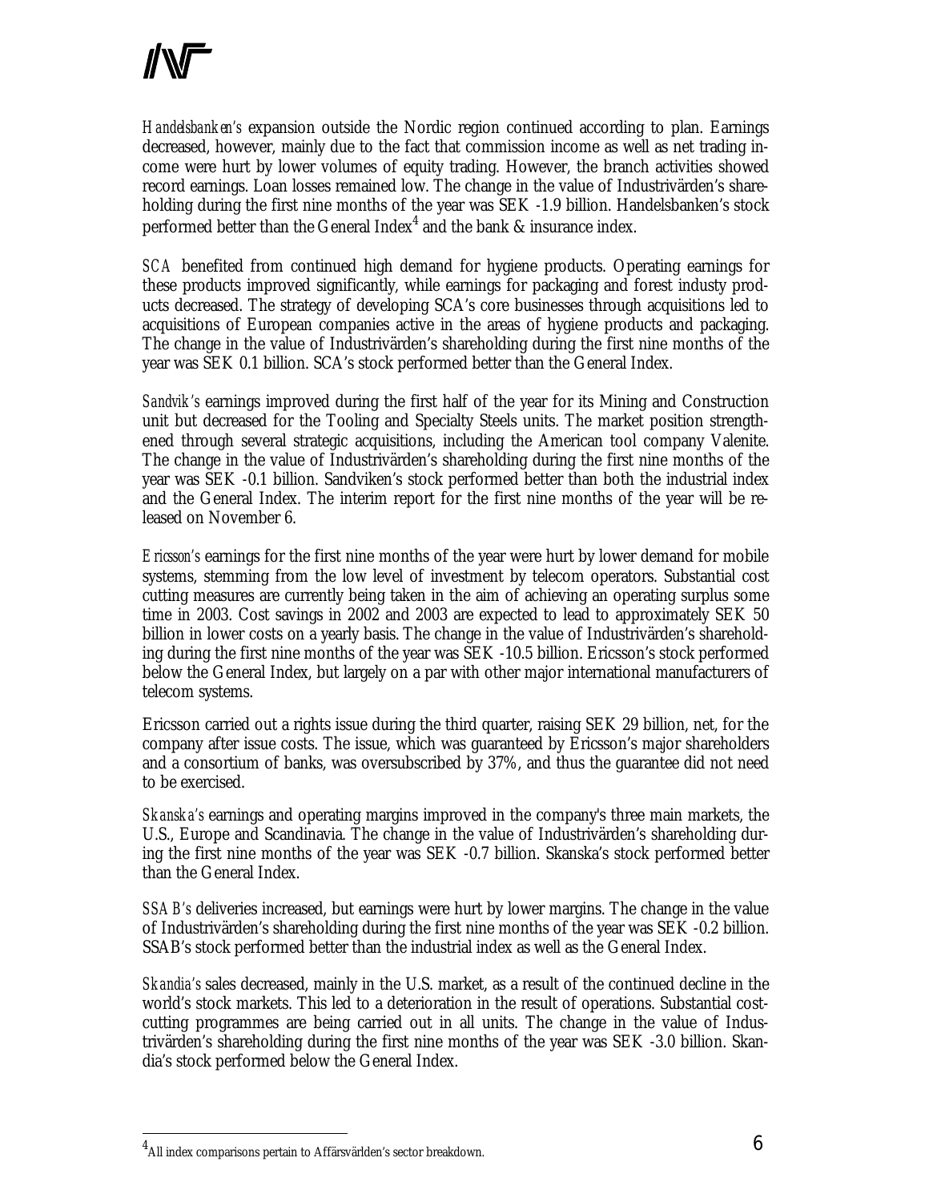*Handelsbanken's* expansion outside the Nordic region continued according to plan. Earnings decreased, however, mainly due to the fact that commission income as well as net trading income were hurt by lower volumes of equity trading. However, the branch activities showed record earnings. Loan losses remained low. The change in the value of Industrivärden's shareholding during the first nine months of the year was SEK -1.9 billion. Handelsbanken's stock performed better than the General Index[4] and the bank & insurance index.

*SCA* benefited from continued high demand for hygiene products. Operating earnings for these products improved significantly, while earnings for packaging and forest industy products decreased. The strategy of developing SCA's core businesses through acquisitions led to acquisitions of European companies active in the areas of hygiene products and packaging. The change in the value of Industrivärden's shareholding during the first nine months of the year was SEK 0.1 billion. SCA's stock performed better than the General Index.

*Sandvik's* earnings improved during the first half of the year for its Mining and Construction unit but decreased for the Tooling and Specialty Steels units. The market position strengthened through several strategic acquisitions, including the American tool company Valenite. The change in the value of Industrivärden's shareholding during the first nine months of the year was SEK -0.1 billion. Sandviken's stock performed better than both the industrial index and the General Index. The interim report for the first nine months of the year will be released on November 6.

*Ericsson's* earnings for the first nine months of the year were hurt by lower demand for mobile systems, stemming from the low level of investment by telecom operators. Substantial cost cutting measures are currently being taken in the aim of achieving an operating surplus some time in 2003. Cost savings in 2002 and 2003 are expected to lead to approximately SEK 50 billion in lower costs on a yearly basis. The change in the value of Industrivärden's shareholding during the first nine months of the year was SEK -10.5 billion. Ericsson's stock performed below the General Index, but largely on a par with other major international manufacturers of telecom systems.

Ericsson carried out a rights issue during the third quarter, raising SEK 29 billion, net, for the company after issue costs. The issue, which was guaranteed by Ericsson's major shareholders and a consortium of banks, was oversubscribed by 37%, and thus the guarantee did not need to be exercised.

*Skanska's* earnings and operating margins improved in the company's three main markets, the U.S., Europe and Scandinavia. The change in the value of Industrivärden's shareholding during the first nine months of the year was SEK -0.7 billion. Skanska's stock performed better than the General Index.

*SSAB's* deliveries increased, but earnings were hurt by lower margins. The change in the value of Industrivärden's shareholding during the first nine months of the year was SEK -0.2 billion. SSAB's stock performed better than the industrial index as well as the General Index.

*Skandia's* sales decreased, mainly in the U.S. market, as a result of the continued decline in the world's stock markets. This led to a deterioration in the result of operations. Substantial cost-cutting programmes are being carried out in all units. The change in the value of Industrivärden's shareholding during the first nine months of the year was SEK -3.0 billion. Skandia's stock performed below the General Index.

---

[4] All index comparisons pertain to Affärsvärlden's sector breakdown.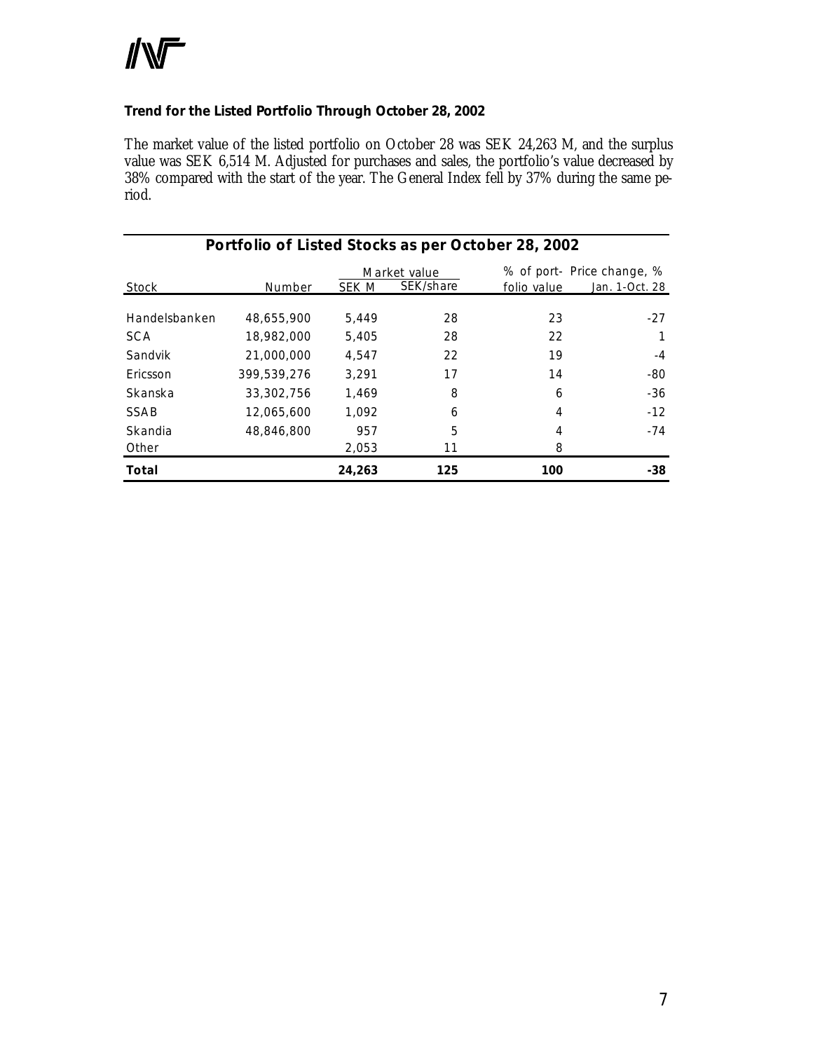### Trend for the Listed Portfolio Through October 28, 2002

The market value of the listed portfolio on October 28 was SEK 24,263 M, and the surplus value was SEK 6,514 M. Adjusted for purchases and sales, the portfolio's value decreased by 38% compared with the start of the year. The General Index fell by 37% during the same period.

**Portfolio of Listed Stocks as per October 28, 2002**

| Stock | Number | Market value | | % of portfolio value | Price change, % |
|---|---|---|---|---|---|
| | | SEK M | SEK/share | | Jan. 1-Oct. 28 |
| Handelsbanken | 48,655,900 | 5,449 | 28 | 23 | -27 |
| SCA | 18,982,000 | 5,405 | 28 | 22 | 1 |
| Sandvik | 21,000,000 | 4,547 | 22 | 19 | -4 |
| Ericsson | 399,539,276 | 3,291 | 17 | 14 | -80 |
| Skanska | 33,302,756 | 1,469 | 8 | 6 | -36 |
| SSAB | 12,065,600 | 1,092 | 6 | 4 | -12 |
| Skandia | 48,846,800 | 957 | 5 | 4 | -74 |
| Other | | 2,053 | 11 | 8 | |
| **Total** | | **24,263** | **125** | **100** | **-38** |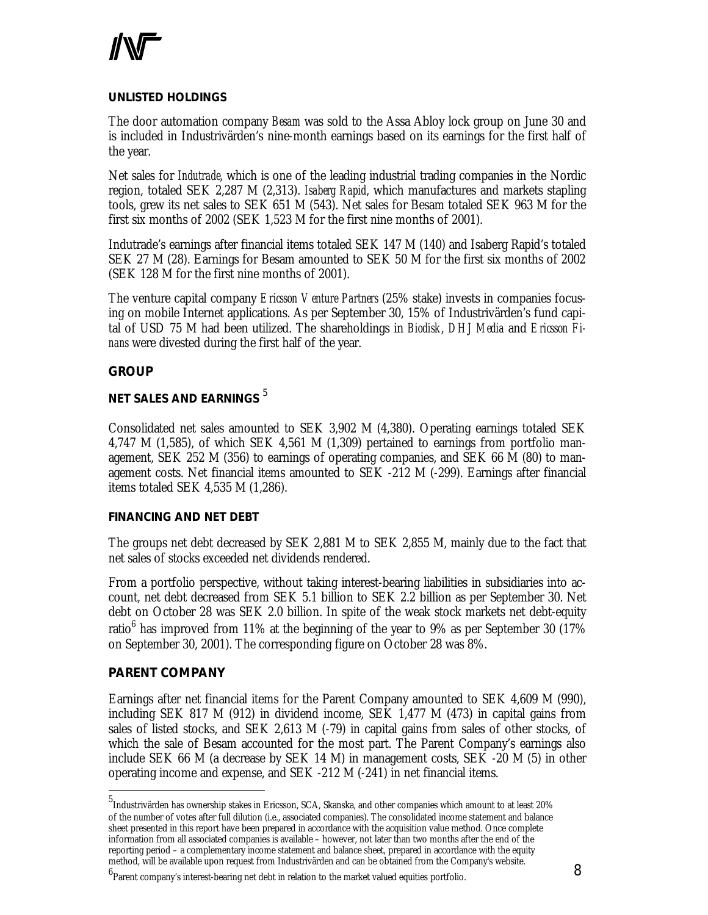### UNLISTED HOLDINGS

The door automation company *Besam* was sold to the Assa Abloy lock group on June 30 and is included in Industrivärden's nine-month earnings based on its earnings for the first half of the year.

Net sales for *Indutrade*, which is one of the leading industrial trading companies in the Nordic region, totaled SEK 2,287 M (2,313). *Isaberg Rapid*, which manufactures and markets stapling tools, grew its net sales to SEK 651 M (543). Net sales for Besam totaled SEK 963 M for the first six months of 2002 (SEK 1,523 M for the first nine months of 2001).

Indutrade's earnings after financial items totaled SEK 147 M (140) and Isaberg Rapid's totaled SEK 27 M (28). Earnings for Besam amounted to SEK 50 M for the first six months of 2002 (SEK 128 M for the first nine months of 2001).

The venture capital company *Ericsson Venture Partners* (25% stake) invests in companies focusing on mobile Internet applications. As per September 30, 15% of Industrivärden's fund capital of USD 75 M had been utilized. The shareholdings in *Biodisk*, *DHJ Media* and *Ericsson Finans* were divested during the first half of the year.

## GROUP

### NET SALES AND EARNINGS [5]

Consolidated net sales amounted to SEK 3,902 M (4,380). Operating earnings totaled SEK 4,747 M (1,585), of which SEK 4,561 M (1,309) pertained to earnings from portfolio management, SEK 252 M (356) to earnings of operating companies, and SEK 66 M (80) to management costs. Net financial items amounted to SEK -212 M (-299). Earnings after financial items totaled SEK 4,535 M (1,286).

### FINANCING AND NET DEBT

The groups net debt decreased by SEK 2,881 M to SEK 2,855 M, mainly due to the fact that net sales of stocks exceeded net dividends rendered.

From a portfolio perspective, without taking interest-bearing liabilities in subsidiaries into account, net debt decreased from SEK 5.1 billion to SEK 2.2 billion as per September 30. Net debt on October 28 was SEK 2.0 billion. In spite of the weak stock markets net debt-equity ratio[6] has improved from 11% at the beginning of the year to 9% as per September 30 (17% on September 30, 2001). The corresponding figure on October 28 was 8%.

## PARENT COMPANY

Earnings after net financial items for the Parent Company amounted to SEK 4,609 M (990), including SEK 817 M (912) in dividend income, SEK 1,477 M (473) in capital gains from sales of listed stocks, and SEK 2,613 M (-79) in capital gains from sales of other stocks, of which the sale of Besam accounted for the most part. The Parent Company's earnings also include SEK 66 M (a decrease by SEK 14 M) in management costs, SEK -20 M (5) in other operating income and expense, and SEK -212 M (-241) in net financial items.

---

[5] Industrivärden has ownership stakes in Ericsson, SCA, Skanska, and other companies which amount to at least 20% of the number of votes after full dilution (i.e., associated companies). The consolidated income statement and balance sheet presented in this report have been prepared in accordance with the acquisition value method. Once complete information from all associated companies is available – however, not later than two months after the end of the reporting period – a complementary income statement and balance sheet, prepared in accordance with the equity method, will be available upon request from Industrivärden and can be obtained from the Company's website.

[6] Parent company's interest-bearing net debt in relation to the market valued equities portfolio.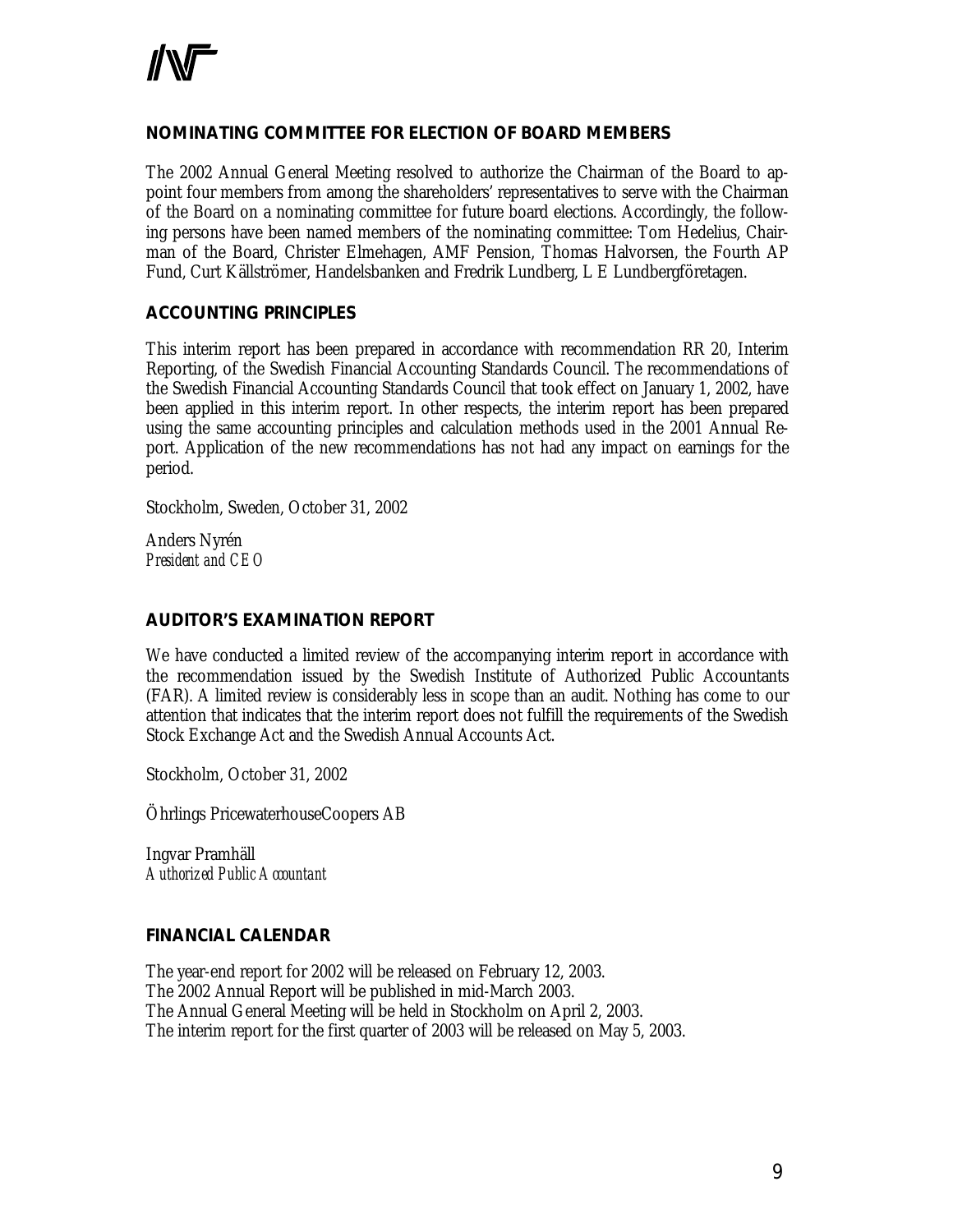## NOMINATING COMMITTEE FOR ELECTION OF BOARD MEMBERS

The 2002 Annual General Meeting resolved to authorize the Chairman of the Board to appoint four members from among the shareholders' representatives to serve with the Chairman of the Board on a nominating committee for future board elections. Accordingly, the following persons have been named members of the nominating committee: Tom Hedelius, Chairman of the Board, Christer Elmehagen, AMF Pension, Thomas Halvorsen, the Fourth AP Fund, Curt Källströmer, Handelsbanken and Fredrik Lundberg, L E Lundbergföretagen.

## ACCOUNTING PRINCIPLES

This interim report has been prepared in accordance with recommendation RR 20, Interim Reporting, of the Swedish Financial Accounting Standards Council. The recommendations of the Swedish Financial Accounting Standards Council that took effect on January 1, 2002, have been applied in this interim report. In other respects, the interim report has been prepared using the same accounting principles and calculation methods used in the 2001 Annual Report. Application of the new recommendations has not had any impact on earnings for the period.

Stockholm, Sweden, October 31, 2002

Anders Nyrén
*President and CEO*

## AUDITOR'S EXAMINATION REPORT

We have conducted a limited review of the accompanying interim report in accordance with the recommendation issued by the Swedish Institute of Authorized Public Accountants (FAR). A limited review is considerably less in scope than an audit. Nothing has come to our attention that indicates that the interim report does not fulfill the requirements of the Swedish Stock Exchange Act and the Swedish Annual Accounts Act.

Stockholm, October 31, 2002

Öhrlings PricewaterhouseCoopers AB

Ingvar Pramhäll
*Authorized Public Accountant*

## FINANCIAL CALENDAR

The year-end report for 2002 will be released on February 12, 2003.
The 2002 Annual Report will be published in mid-March 2003.
The Annual General Meeting will be held in Stockholm on April 2, 2003.
The interim report for the first quarter of 2003 will be released on May 5, 2003.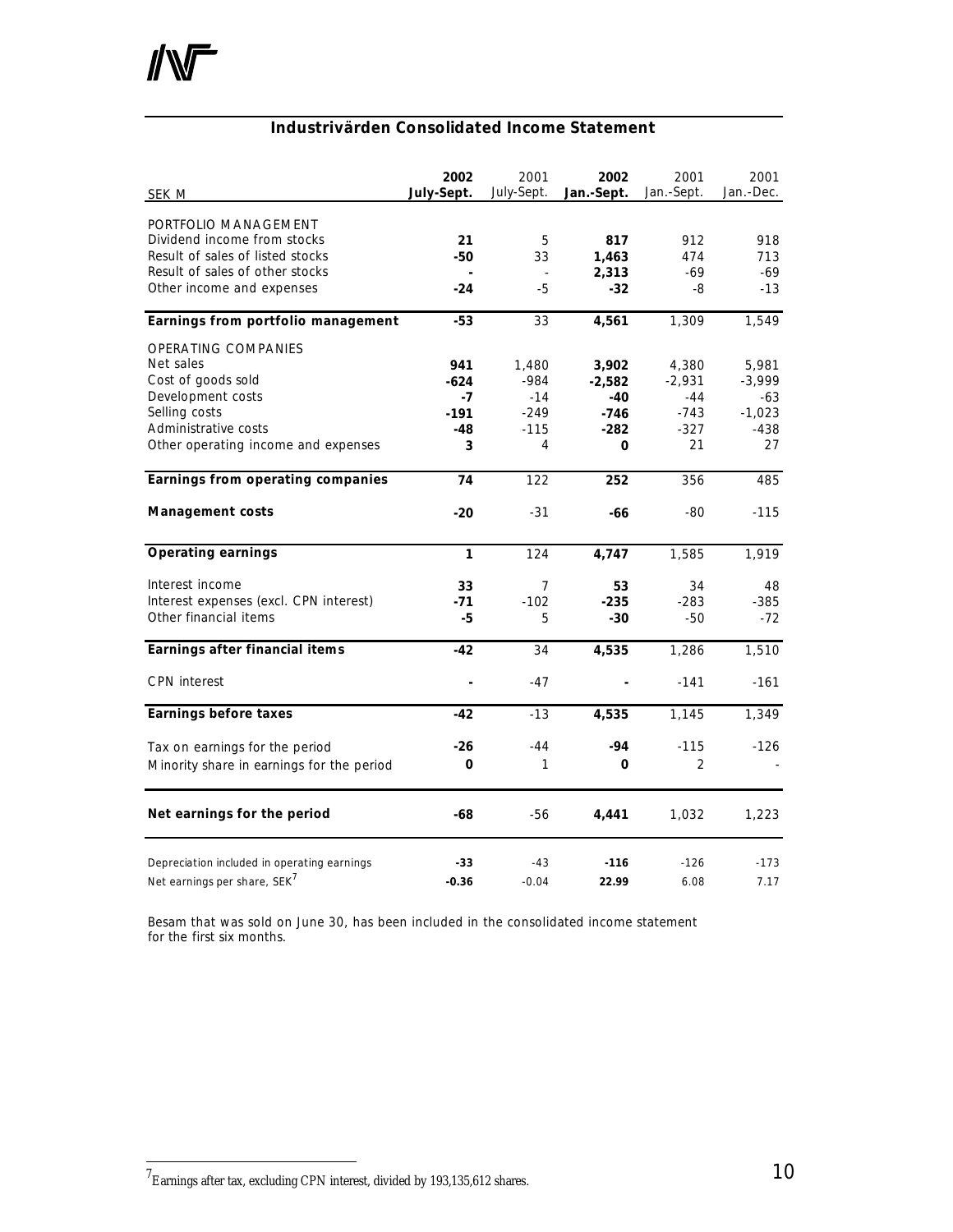## Industrivärden Consolidated Income Statement

| SEK M | 2002 July-Sept. | 2001 July-Sept. | 2002 Jan.-Sept. | 2001 Jan.-Sept. | 2001 Jan.-Dec. |
|---|---|---|---|---|---|
| PORTFOLIO MANAGEMENT | | | | | |
| Dividend income from stocks | **21** | 5 | **817** | 912 | 918 |
| Result of sales of listed stocks | **-50** | 33 | **1,463** | 474 | 713 |
| Result of sales of other stocks | **-** | - | **2,313** | -69 | -69 |
| Other income and expenses | **-24** | -5 | **-32** | -8 | -13 |
| **Earnings from portfolio management** | **-53** | 33 | **4,561** | 1,309 | 1,549 |
| OPERATING COMPANIES | | | | | |
| Net sales | **941** | 1,480 | **3,902** | 4,380 | 5,981 |
| Cost of goods sold | **-624** | -984 | **-2,582** | -2,931 | -3,999 |
| Development costs | **-7** | -14 | **-40** | -44 | -63 |
| Selling costs | **-191** | -249 | **-746** | -743 | -1,023 |
| Administrative costs | **-48** | -115 | **-282** | -327 | -438 |
| Other operating income and expenses | **3** | 4 | **0** | 21 | 27 |
| **Earnings from operating companies** | **74** | 122 | **252** | 356 | 485 |
| **Management costs** | **-20** | -31 | **-66** | -80 | -115 |
| **Operating earnings** | **1** | 124 | **4,747** | 1,585 | 1,919 |
| Interest income | **33** | 7 | **53** | 34 | 48 |
| Interest expenses (excl. CPN interest) | **-71** | -102 | **-235** | -283 | -385 |
| Other financial items | **-5** | 5 | **-30** | -50 | -72 |
| **Earnings after financial items** | **-42** | 34 | **4,535** | 1,286 | 1,510 |
| CPN interest | **-** | -47 | **-** | -141 | -161 |
| **Earnings before taxes** | **-42** | -13 | **4,535** | 1,145 | 1,349 |
| Tax on earnings for the period | **-26** | -44 | **-94** | -115 | -126 |
| Minority share in earnings for the period | **0** | 1 | **0** | 2 | - |
| **Net earnings for the period** | **-68** | -56 | **4,441** | 1,032 | 1,223 |
| Depreciation included in operating earnings | **-33** | -43 | **-116** | -126 | -173 |
| Net earnings per share, SEK[7] | **-0.36** | -0.04 | **22.99** | 6.08 | 7.17 |

Besam that was sold on June 30, has been included in the consolidated income statement for the first six months.

[7] Earnings after tax, excluding CPN interest, divided by 193,135,612 shares.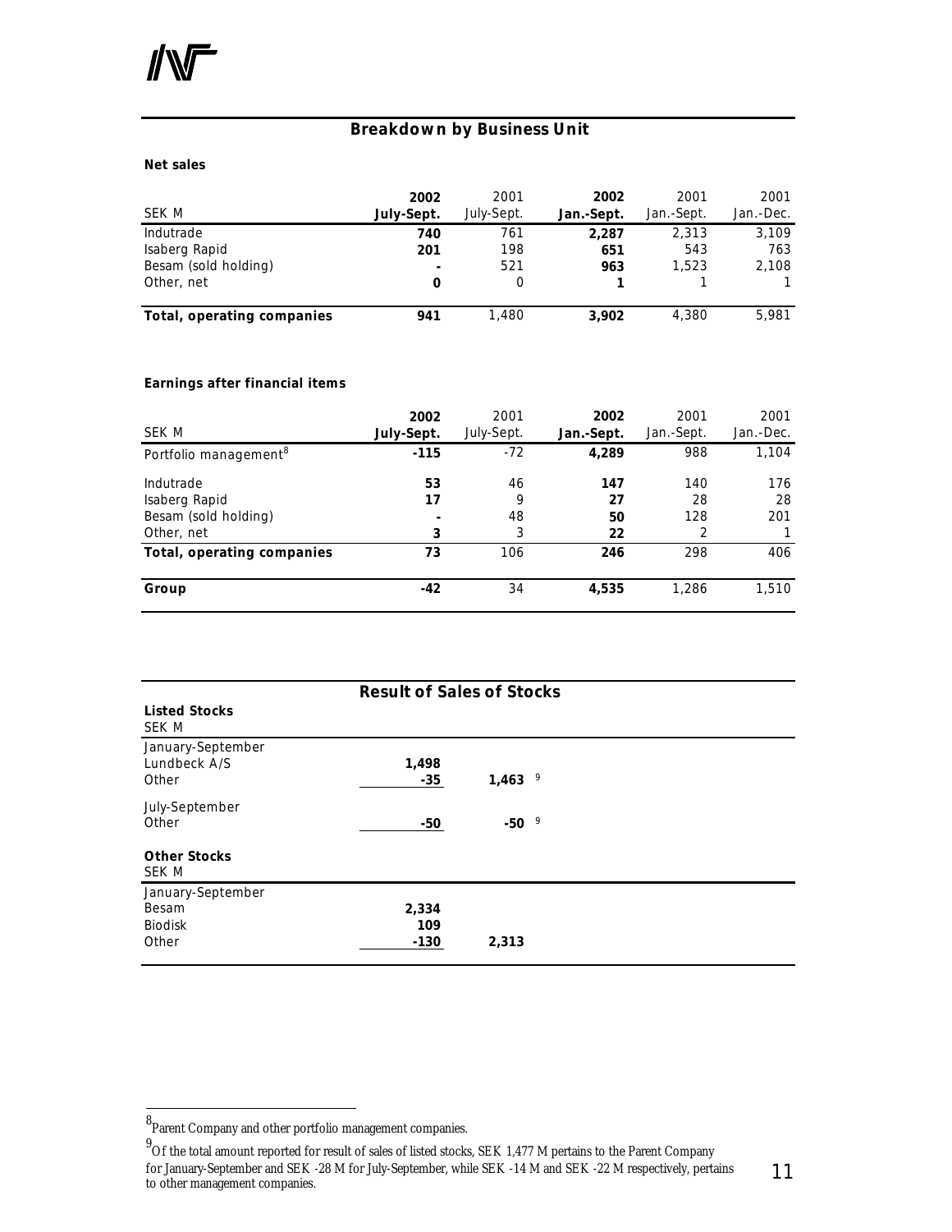## Breakdown by Business Unit

**Net sales**

| SEK M | **2002 July-Sept.** | 2001 July-Sept. | **2002 Jan.-Sept.** | 2001 Jan.-Sept. | 2001 Jan.-Dec. |
|---|---|---|---|---|---|
| Indutrade | **740** | 761 | **2,287** | 2,313 | 3,109 |
| Isaberg Rapid | **201** | 198 | **651** | 543 | 763 |
| Besam (sold holding) | **-** | 521 | **963** | 1,523 | 2,108 |
| Other, net | **0** | 0 | **1** | 1 | 1 |
| **Total, operating companies** | **941** | 1,480 | **3,902** | 4,380 | 5,981 |

**Earnings after financial items**

| SEK M | **2002 July-Sept.** | 2001 July-Sept. | **2002 Jan.-Sept.** | 2001 Jan.-Sept. | 2001 Jan.-Dec. |
|---|---|---|---|---|---|
| Portfolio management[8] | **-115** | -72 | **4,289** | 988 | 1,104 |
| Indutrade | **53** | 46 | **147** | 140 | 176 |
| Isaberg Rapid | **17** | 9 | **27** | 28 | 28 |
| Besam (sold holding) | **-** | 48 | **50** | 128 | 201 |
| Other, net | **3** | 3 | **22** | 2 | 1 |
| **Total, operating companies** | **73** | 106 | **246** | 298 | 406 |
| **Group** | **-42** | 34 | **4,535** | 1,286 | 1,510 |

## Result of Sales of Stocks

**Listed Stocks**
SEK M

| | | |
|---|---|---|
| January-September | | |
| Lundbeck A/S | **1,498** | |
| Other | **-35** | **1,463** [9] |
| July-September | | |
| Other | **-50** | **-50** [9] |

**Other Stocks**
SEK M

| | | |
|---|---|---|
| January-September | | |
| Besam | **2,334** | |
| Biodisk | **109** | |
| Other | **-130** | **2,313** |

[8] Parent Company and other portfolio management companies.

[9] Of the total amount reported for result of sales of listed stocks, SEK 1,477 M pertains to the Parent Company for January-September and SEK -28 M for July-September, while SEK -14 M and SEK -22 M respectively, pertains to other management companies.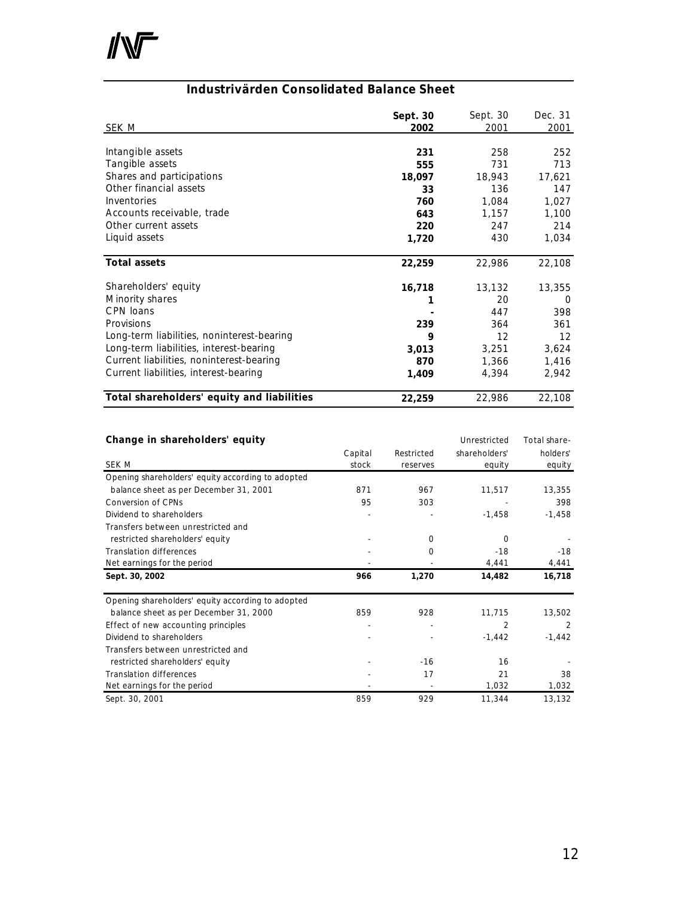## Industrivärden Consolidated Balance Sheet

| SEK M | **Sept. 30 2002** | Sept. 30 2001 | Dec. 31 2001 |
|---|---|---|---|
| Intangible assets | **231** | 258 | 252 |
| Tangible assets | **555** | 731 | 713 |
| Shares and participations | **18,097** | 18,943 | 17,621 |
| Other financial assets | **33** | 136 | 147 |
| Inventories | **760** | 1,084 | 1,027 |
| Accounts receivable, trade | **643** | 1,157 | 1,100 |
| Other current assets | **220** | 247 | 214 |
| Liquid assets | **1,720** | 430 | 1,034 |
| **Total assets** | **22,259** | 22,986 | 22,108 |
| Shareholders' equity | **16,718** | 13,132 | 13,355 |
| Minority shares | **1** | 20 | 0 |
| CPN loans | **-** | 447 | 398 |
| Provisions | **239** | 364 | 361 |
| Long-term liabilities, noninterest-bearing | **9** | 12 | 12 |
| Long-term liabilities, interest-bearing | **3,013** | 3,251 | 3,624 |
| Current liabilities, noninterest-bearing | **870** | 1,366 | 1,416 |
| Current liabilities, interest-bearing | **1,409** | 4,394 | 2,942 |
| **Total shareholders' equity and liabilities** | **22,259** | 22,986 | 22,108 |

**Change in shareholders' equity**

| SEK M | Capital stock | Restricted reserves | Unrestricted shareholders' equity | Total shareholders' equity |
|---|---|---|---|---|
| Opening shareholders' equity according to adopted balance sheet as per December 31, 2001 | 871 | 967 | 11,517 | 13,355 |
| Conversion of CPNs | 95 | 303 | - | 398 |
| Dividend to shareholders | - | - | -1,458 | -1,458 |
| Transfers between unrestricted and restricted shareholders' equity | - | 0 | 0 | - |
| Translation differences | - | 0 | -18 | -18 |
| Net earnings for the period | - | - | 4,441 | 4,441 |
| **Sept. 30, 2002** | **966** | **1,270** | **14,482** | **16,718** |
| Opening shareholders' equity according to adopted balance sheet as per December 31, 2000 | 859 | 928 | 11,715 | 13,502 |
| Effect of new accounting principles | - | - | 2 | 2 |
| Dividend to shareholders | - | - | -1,442 | -1,442 |
| Transfers between unrestricted and restricted shareholders' equity | - | -16 | 16 | - |
| Translation differences | - | 17 | 21 | 38 |
| Net earnings for the period | - | - | 1,032 | 1,032 |
| Sept. 30, 2001 | 859 | 929 | 11,344 | 13,132 |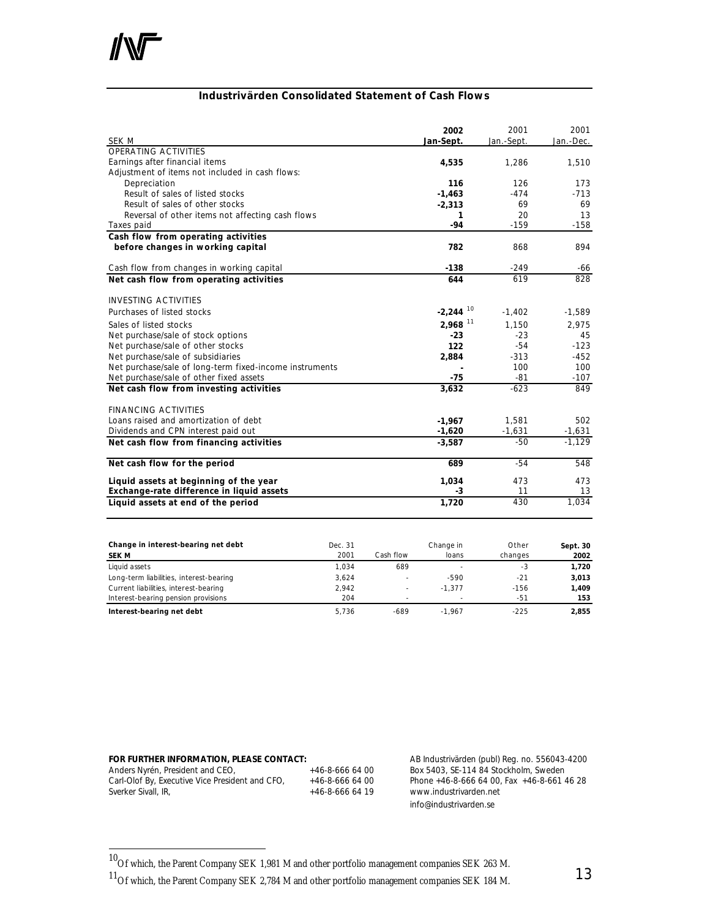## Industrivärden Consolidated Statement of Cash Flows

| SEK M | 2002 Jan-Sept. | 2001 Jan.-Sept. | 2001 Jan.-Dec. |
|---|---|---|---|
| OPERATING ACTIVITIES | | | |
| Earnings after financial items | **4,535** | 1,286 | 1,510 |
| Adjustment of items not included in cash flows: | | | |
| Depreciation | **116** | 126 | 173 |
| Result of sales of listed stocks | **-1,463** | -474 | -713 |
| Result of sales of other stocks | **-2,313** | 69 | 69 |
| Reversal of other items not affecting cash flows | **1** | 20 | 13 |
| Taxes paid | **-94** | -159 | -158 |
| **Cash flow from operating activities before changes in working capital** | **782** | 868 | 894 |
| Cash flow from changes in working capital | **-138** | -249 | -66 |
| **Net cash flow from operating activities** | **644** | 619 | 828 |
| INVESTING ACTIVITIES | | | |
| Purchases of listed stocks | **-2,244** [10] | -1,402 | -1,589 |
| Sales of listed stocks | **2,968** [11] | 1,150 | 2,975 |
| Net purchase/sale of stock options | **-23** | -23 | 45 |
| Net purchase/sale of other stocks | **122** | -54 | -123 |
| Net purchase/sale of subsidiaries | **2,884** | -313 | -452 |
| Net purchase/sale of long-term fixed-income instruments | **-** | 100 | 100 |
| Net purchase/sale of other fixed assets | **-75** | -81 | -107 |
| **Net cash flow from investing activities** | **3,632** | -623 | 849 |
| FINANCING ACTIVITIES | | | |
| Loans raised and amortization of debt | **-1,967** | 1,581 | 502 |
| Dividends and CPN interest paid out | **-1,620** | -1,631 | -1,631 |
| **Net cash flow from financing activities** | **-3,587** | -50 | -1,129 |
| **Net cash flow for the period** | **689** | -54 | 548 |
| **Liquid assets at beginning of the year** | **1,034** | 473 | 473 |
| **Exchange-rate difference in liquid assets** | **-3** | 11 | 13 |
| **Liquid assets at end of the period** | **1,720** | 430 | 1,034 |

| **Change in interest-bearing net debt SEK M** | Dec. 31 2001 | Cash flow | Change in loans | Other changes | **Sept. 30 2002** |
|---|---|---|---|---|---|
| Liquid assets | 1,034 | 689 | - | -3 | **1,720** |
| Long-term liabilities, interest-bearing | 3,624 | - | -590 | -21 | **3,013** |
| Current liabilities, interest-bearing | 2,942 | - | -1,377 | -156 | **1,409** |
| Interest-bearing pension provisions | 204 | - | - | -51 | **153** |
| **Interest-bearing net debt** | 5,736 | -689 | -1,967 | -225 | **2,855** |

**FOR FURTHER INFORMATION, PLEASE CONTACT:**

Anders Nyrén, President and CEO, +46-8-666 64 00
Carl-Olof By, Executive Vice President and CFO, +46-8-666 64 00
Sverker Sivall, IR, +46-8-666 64 19

AB Industrivärden (publ) Reg. no. 556043-4200
Box 5403, SE-114 84 Stockholm, Sweden
Phone +46-8-666 64 00, Fax +46-8-661 46 28
www.industrivarden.net
info@industrivarden.se

[10] Of which, the Parent Company SEK 1,981 M and other portfolio management companies SEK 263 M.

[11] Of which, the Parent Company SEK 2,784 M and other portfolio management companies SEK 184 M.